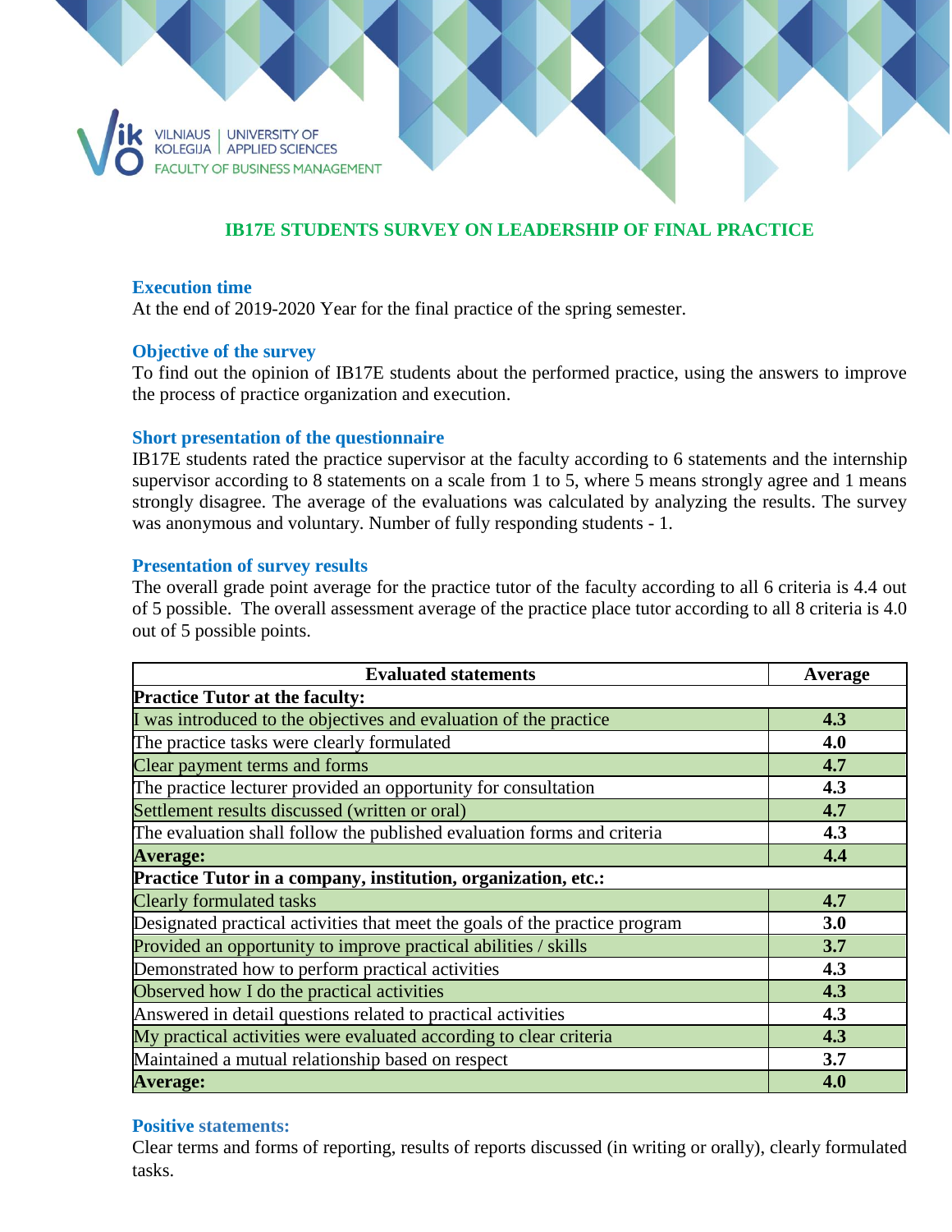VILNIAUS KOLEGIJA | UNIVERSITY OF APPLIED SCIENCES
FACULTY OF BUSINESS MANAGEMENT

# IB17E STUDENTS SURVEY ON LEADERSHIP OF FINAL PRACTICE

### Execution time

At the end of 2019-2020 Year for the final practice of the spring semester.

### Objective of the survey

To find out the opinion of IB17E students about the performed practice, using the answers to improve the process of practice organization and execution.

### Short presentation of the questionnaire

IB17E students rated the practice supervisor at the faculty according to 6 statements and the internship supervisor according to 8 statements on a scale from 1 to 5, where 5 means strongly agree and 1 means strongly disagree. The average of the evaluations was calculated by analyzing the results. The survey was anonymous and voluntary. Number of fully responding students - 1.

### Presentation of survey results

The overall grade point average for the practice tutor of the faculty according to all 6 criteria is 4.4 out of 5 possible. The overall assessment average of the practice place tutor according to all 8 criteria is 4.0 out of 5 possible points.

| Evaluated statements | Average |
|---|---|
| **Practice Tutor at the faculty:** | |
| I was introduced to the objectives and evaluation of the practice | **4.3** |
| The practice tasks were clearly formulated | **4.0** |
| Clear payment terms and forms | **4.7** |
| The practice lecturer provided an opportunity for consultation | **4.3** |
| Settlement results discussed (written or oral) | **4.7** |
| The evaluation shall follow the published evaluation forms and criteria | **4.3** |
| **Average:** | **4.4** |
| **Practice Tutor in a company, institution, organization, etc.:** | |
| Clearly formulated tasks | **4.7** |
| Designated practical activities that meet the goals of the practice program | **3.0** |
| Provided an opportunity to improve practical abilities / skills | **3.7** |
| Demonstrated how to perform practical activities | **4.3** |
| Observed how I do the practical activities | **4.3** |
| Answered in detail questions related to practical activities | **4.3** |
| My practical activities were evaluated according to clear criteria | **4.3** |
| Maintained a mutual relationship based on respect | **3.7** |
| **Average:** | **4.0** |

### Positive statements:

Clear terms and forms of reporting, results of reports discussed (in writing or orally), clearly formulated tasks.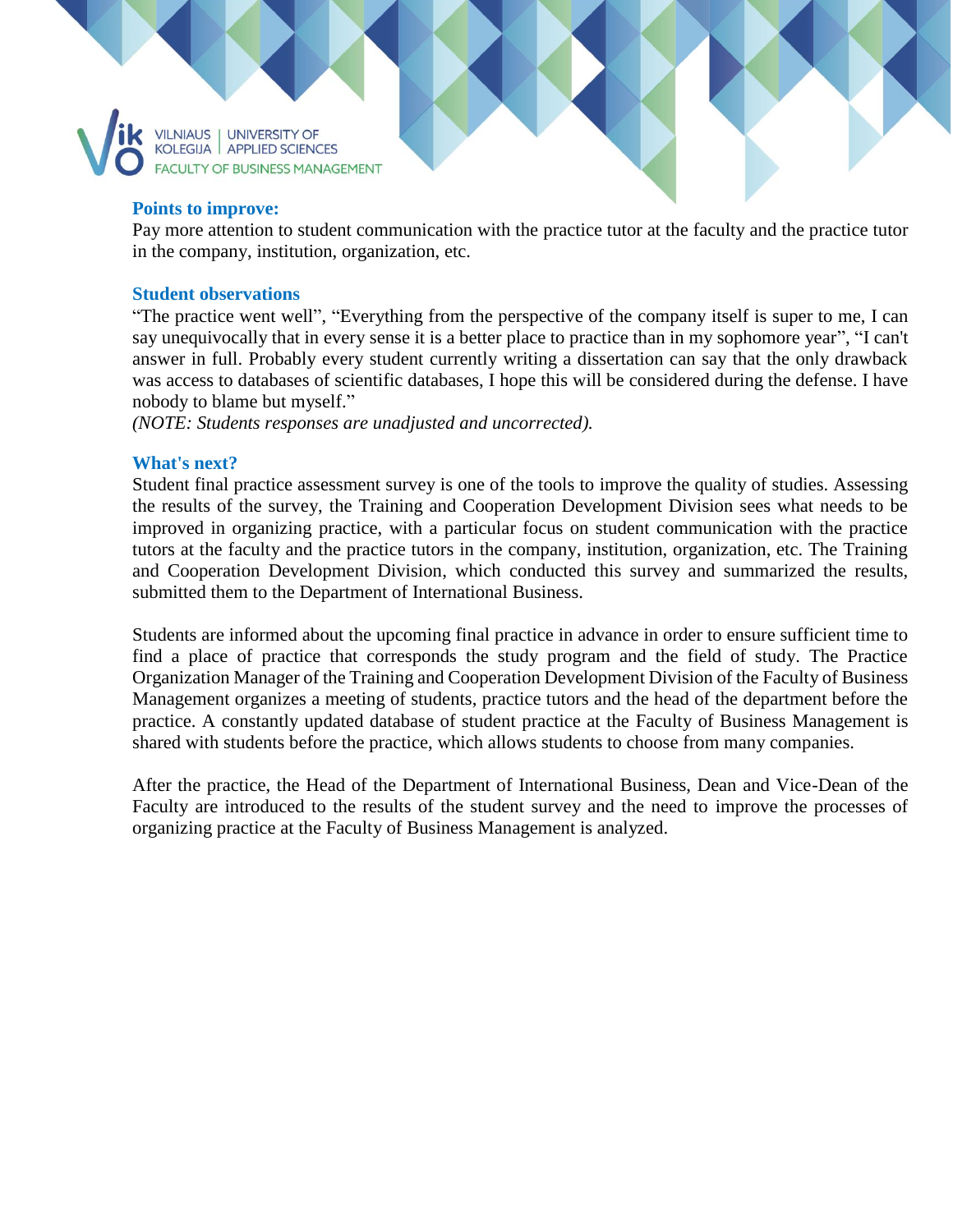### Points to improve:

Pay more attention to student communication with the practice tutor at the faculty and the practice tutor in the company, institution, organization, etc.

### Student observations

"The practice went well", "Everything from the perspective of the company itself is super to me, I can say unequivocally that in every sense it is a better place to practice than in my sophomore year", "I can't answer in full. Probably every student currently writing a dissertation can say that the only drawback was access to databases of scientific databases, I hope this will be considered during the defense. I have nobody to blame but myself."

*(NOTE: Students responses are unadjusted and uncorrected).*

### What's next?

Student final practice assessment survey is one of the tools to improve the quality of studies. Assessing the results of the survey, the Training and Cooperation Development Division sees what needs to be improved in organizing practice, with a particular focus on student communication with the practice tutors at the faculty and the practice tutors in the company, institution, organization, etc. The Training and Cooperation Development Division, which conducted this survey and summarized the results, submitted them to the Department of International Business.

Students are informed about the upcoming final practice in advance in order to ensure sufficient time to find a place of practice that corresponds the study program and the field of study. The Practice Organization Manager of the Training and Cooperation Development Division of the Faculty of Business Management organizes a meeting of students, practice tutors and the head of the department before the practice. A constantly updated database of student practice at the Faculty of Business Management is shared with students before the practice, which allows students to choose from many companies.

After the practice, the Head of the Department of International Business, Dean and Vice-Dean of the Faculty are introduced to the results of the student survey and the need to improve the processes of organizing practice at the Faculty of Business Management is analyzed.